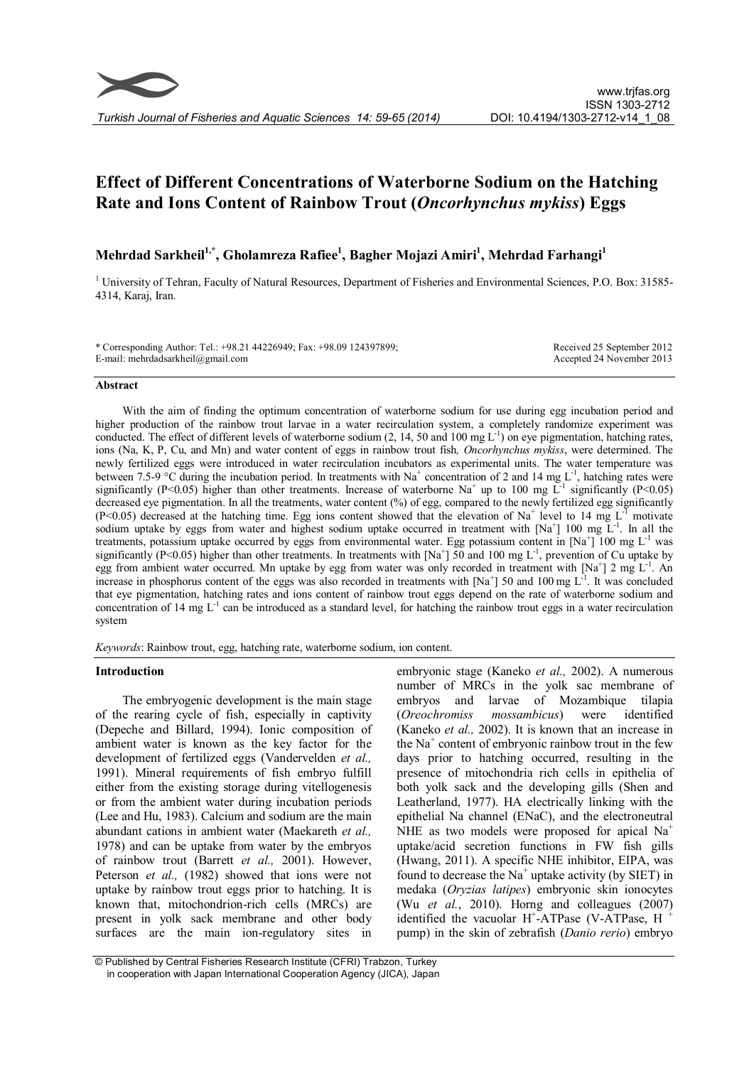# Effect of Different Concentrations of Waterborne Sodium on the Hatching Rate and Ions Content of Rainbow Trout (*Oncorhynchus mykiss*) Eggs

**Mehrdad Sarkheil[1,*], Gholamreza Rafiee[1], Bagher Mojazi Amiri[1], Mehrdad Farhangi[1]**

[1] University of Tehran, Faculty of Natural Resources, Department of Fisheries and Environmental Sciences, P.O. Box: 31585-4314, Karaj, Iran.

\* Corresponding Author: Tel.: +98.21 44226949; Fax: +98.09 124397899; E-mail: mehrdadsarkheil@gmail.com

Received 25 September 2012
Accepted 24 November 2013

## Abstract

With the aim of finding the optimum concentration of waterborne sodium for use during egg incubation period and higher production of the rainbow trout larvae in a water recirculation system, a completely randomize experiment was conducted. The effect of different levels of waterborne sodium (2, 14, 50 and 100 mg $L^{-1}$) on eye pigmentation, hatching rates, ions (Na, K, P, Cu, and Mn) and water content of eggs in rainbow trout fish, *Oncorhynchus mykiss*, were determined. The newly fertilized eggs were introduced in water recirculation incubators as experimental units. The water temperature was between 7.5-9 °C during the incubation period. In treatments with $Na^+$ concentration of 2 and 14 mg $L^{-1}$, hatching rates were significantly ($P<0.05$) higher than other treatments. Increase of waterborne $Na^+$ up to 100 mg $L^{-1}$ significantly ($P<0.05$) decreased eye pigmentation. In all the treatments, water content (%) of egg, compared to the newly fertilized egg significantly ($P<0.05$) decreased at the hatching time. Egg ions content showed that the elevation of $Na^+$ level to 14 mg $L^{-1}$ motivate sodium uptake by eggs from water and highest sodium uptake occurred in treatment with $[Na^+]$ 100 mg $L^{-1}$. In all the treatments, potassium uptake occurred by eggs from environmental water. Egg potassium content in $[Na^+]$ 100 mg $L^{-1}$ was significantly ($P<0.05$) higher than other treatments. In treatments with $[Na^+]$ 50 and 100 mg $L^{-1}$, prevention of Cu uptake by egg from ambient water occurred. Mn uptake by egg from water was only recorded in treatment with $[Na^+]$ 2 mg $L^{-1}$. An increase in phosphorus content of the eggs was also recorded in treatments with $[Na^+]$ 50 and 100 mg $L^{-1}$. It was concluded that eye pigmentation, hatching rates and ions content of rainbow trout eggs depend on the rate of waterborne sodium and concentration of 14 mg $L^{-1}$ can be introduced as a standard level, for hatching the rainbow trout eggs in a water recirculation system

*Keywords*: Rainbow trout, egg, hatching rate, waterborne sodium, ion content.

## Introduction

The embryogenic development is the main stage of the rearing cycle of fish, especially in captivity (Depeche and Billard, 1994). Ionic composition of ambient water is known as the key factor for the development of fertilized eggs (Vandervelden *et al.,* 1991). Mineral requirements of fish embryo fulfill either from the existing storage during vitellogenesis or from the ambient water during incubation periods (Lee and Hu, 1983). Calcium and sodium are the main abundant cations in ambient water (Maekareth *et al.,* 1978) and can be uptake from water by the embryos of rainbow trout (Barrett *et al.,* 2001). However, Peterson *et al.,* (1982) showed that ions were not uptake by rainbow trout eggs prior to hatching. It is known that, mitochondrion-rich cells (MRCs) are present in yolk sack membrane and other body surfaces are the main ion-regulatory sites in embryonic stage (Kaneko *et al.,* 2002). A numerous number of MRCs in the yolk sac membrane of embryos and larvae of Mozambique tilapia (*Oreochromiss mossambicus*) were identified (Kaneko *et al.,* 2002). It is known that an increase in the $Na^+$ content of embryonic rainbow trout in the few days prior to hatching occurred, resulting in the presence of mitochondria rich cells in epithelia of both yolk sack and the developing gills (Shen and Leatherland, 1977). HA electrically linking with the epithelial Na channel (ENaC), and the electroneutral NHE as two models were proposed for apical $Na^+$ uptake/acid secretion functions in FW fish gills (Hwang, 2011). A specific NHE inhibitor, EIPA, was found to decrease the $Na^+$ uptake activity (by SIET) in medaka (*Oryzias latipes*) embryonic skin ionocytes (Wu *et al.*, 2010). Horng and colleagues (2007) identified the vacuolar $H^+$-ATPase (V-ATPase, $H^+$ pump) in the skin of zebrafish (*Danio rerio*) embryo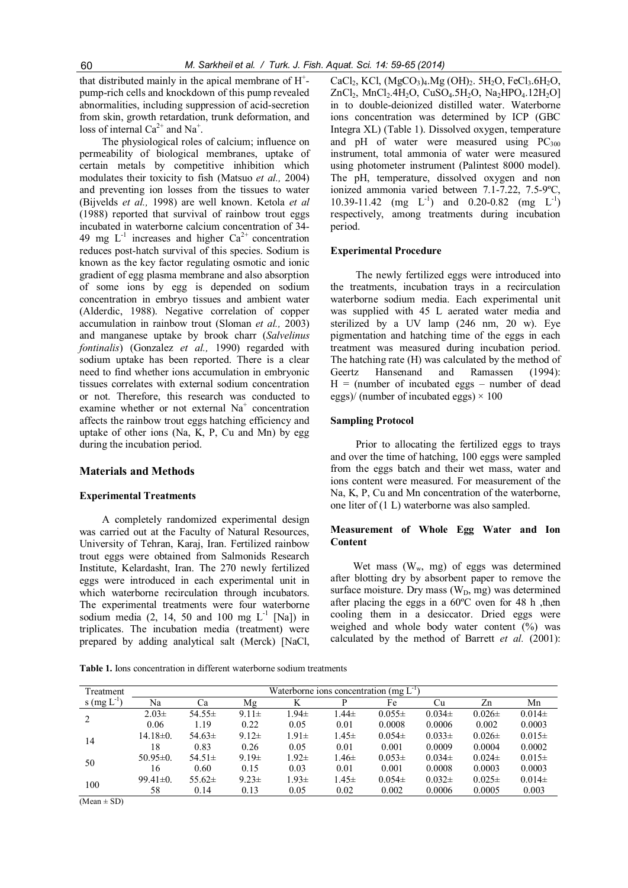that distributed mainly in the apical membrane of $H^+$-pump-rich cells and knockdown of this pump revealed abnormalities, including suppression of acid-secretion from skin, growth retardation, trunk deformation, and loss of internal $Ca^{2+}$ and $Na^+$.

The physiological roles of calcium; influence on permeability of biological membranes, uptake of certain metals by competitive inhibition which modulates their toxicity to fish (Matsuo *et al.,* 2004) and preventing ion losses from the tissues to water (Bijvelds *et al.,* 1998) are well known. Ketola *et al* (1988) reported that survival of rainbow trout eggs incubated in waterborne calcium concentration of 34-49 mg $L^{-1}$ increases and higher $Ca^{2+}$ concentration reduces post-hatch survival of this species. Sodium is known as the key factor regulating osmotic and ionic gradient of egg plasma membrane and also absorption of some ions by egg is depended on sodium concentration in embryo tissues and ambient water (Alderdic, 1988). Negative correlation of copper accumulation in rainbow trout (Sloman *et al.,* 2003) and manganese uptake by brook charr (*Salvelinus fontinalis*) (Gonzalez *et al.,* 1990) regarded with sodium uptake has been reported. There is a clear need to find whether ions accumulation in embryonic tissues correlates with external sodium concentration or not. Therefore, this research was conducted to examine whether or not external $Na^+$ concentration affects the rainbow trout eggs hatching efficiency and uptake of other ions (Na, K, P, Cu and Mn) by egg during the incubation period.

## Materials and Methods

### Experimental Treatments

A completely randomized experimental design was carried out at the Faculty of Natural Resources, University of Tehran, Karaj, Iran. Fertilized rainbow trout eggs were obtained from Salmonids Research Institute, Kelardasht, Iran. The 270 newly fertilized eggs were introduced in each experimental unit in which waterborne recirculation through incubators. The experimental treatments were four waterborne sodium media (2, 14, 50 and 100 mg $L^{-1}$ [Na]) in triplicates. The incubation media (treatment) were prepared by adding analytical salt (Merck) [NaCl, $CaCl_2$, KCl, $(MgCO_3)_4.Mg(OH)_2.5H_2O$, $FeCl_3.6H_2O$, $ZnCl_2$, $MnCl_2.4H_2O$, $CuSO_4.5H_2O$, $Na_2HPO_4.12H_2O$] in to double-deionized distilled water. Waterborne ions concentration was determined by ICP (GBC Integra XL) (Table 1). Dissolved oxygen, temperature and pH of water were measured using $PC_{300}$ instrument, total ammonia of water were measured using photometer instrument (Palintest 8000 model). The pH, temperature, dissolved oxygen and non ionized ammonia varied between 7.1-7.22, 7.5-9ºC, 10.39-11.42 (mg $L^{-1}$) and 0.20-0.82 (mg $L^{-1}$) respectively, among treatments during incubation period.

### Experimental Procedure

The newly fertilized eggs were introduced into the treatments, incubation trays in a recirculation waterborne sodium media. Each experimental unit was supplied with 45 L aerated water media and sterilized by a UV lamp (246 nm, 20 w). Eye pigmentation and hatching time of the eggs in each treatment was measured during incubation period. The hatching rate (H) was calculated by the method of Geertz Hansenand and Ramassen (1994): H = (number of incubated eggs – number of dead eggs)/ (number of incubated eggs) × 100

### Sampling Protocol

Prior to allocating the fertilized eggs to trays and over the time of hatching, 100 eggs were sampled from the eggs batch and their wet mass, water and ions content were measured. For measurement of the Na, K, P, Cu and Mn concentration of the waterborne, one liter of (1 L) waterborne was also sampled.

### Measurement of Whole Egg Water and Ion Content

Wet mass ($W_w$, mg) of eggs was determined after blotting dry by absorbent paper to remove the surface moisture. Dry mass ($W_D$, mg) was determined after placing the eggs in a 60ºC oven for 48 h ,then cooling them in a desiccator. Dried eggs were weighed and whole body water content (%) was calculated by the method of Barrett *et al.* (2001):

**Table 1.** Ions concentration in different waterborne sodium treatments

| Treatment s (mg $L^{-1}$) | Waterborne ions concentration (mg $L^{-1}$) | | | | | | | | |
|---|---|---|---|---|---|---|---|---|---|
| | Na | Ca | Mg | K | P | Fe | Cu | Zn | Mn |
| 2 | 2.03± 0.06 | 54.55± 1.19 | 9.11± 0.22 | 1.94± 0.05 | 1.44± 0.01 | 0.055± 0.0008 | 0.034± 0.0006 | 0.026± 0.002 | 0.014± 0.0003 |
| 14 | 14.18±0.18 | 54.63± 0.83 | 9.12± 0.26 | 1.91± 0.05 | 1.45± 0.01 | 0.054± 0.001 | 0.033± 0.0009 | 0.026± 0.0004 | 0.015± 0.0002 |
| 50 | 50.95±0.16 | 54.51± 0.60 | 9.19± 0.15 | 1.92± 0.03 | 1.46± 0.01 | 0.053± 0.001 | 0.034± 0.0008 | 0.024± 0.0003 | 0.015± 0.0003 |
| 100 | 99.41±0.58 | 55.62± 0.14 | 9.23± 0.13 | 1.93± 0.05 | 1.45± 0.02 | 0.054± 0.002 | 0.032± 0.0006 | 0.025± 0.0005 | 0.014± 0.003 |

(Mean ± SD)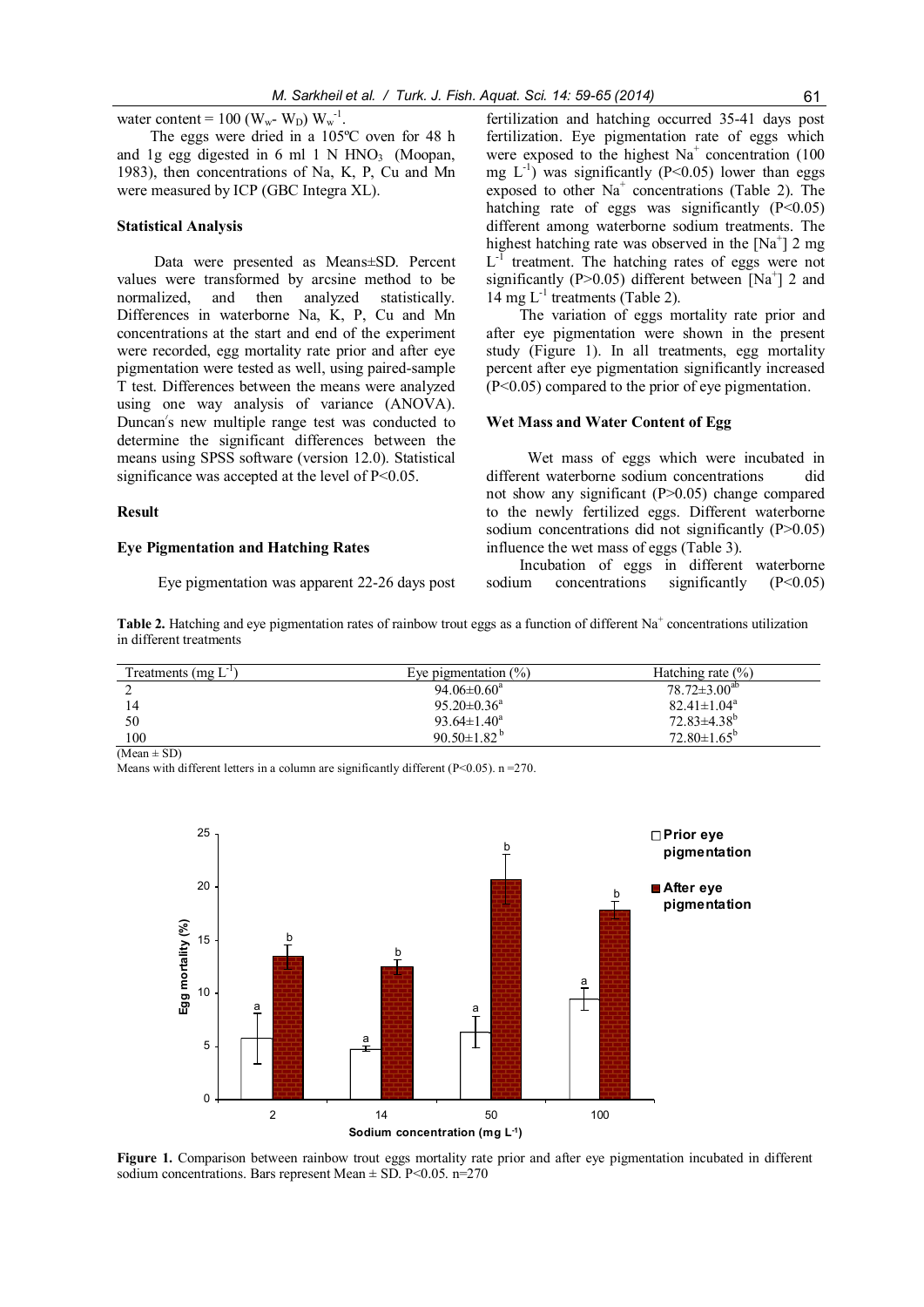water content = $100 (W_w - W_D) W_w^{-1}$.

The eggs were dried in a 105ºC oven for 48 h and 1g egg digested in 6 ml 1 N $HNO_3$ (Moopan, 1983), then concentrations of Na, K, P, Cu and Mn were measured by ICP (GBC Integra XL).

### Statistical Analysis

Data were presented as Means±SD. Percent values were transformed by arcsine method to be normalized, and then analyzed statistically. Differences in waterborne Na, K, P, Cu and Mn concentrations at the start and end of the experiment were recorded, egg mortality rate prior and after eye pigmentation were tested as well, using paired-sample T test. Differences between the means were analyzed using one way analysis of variance (ANOVA). Duncan′s new multiple range test was conducted to determine the significant differences between the means using SPSS software (version 12.0). Statistical significance was accepted at the level of $P<0.05$.

## Result

### Eye Pigmentation and Hatching Rates

Eye pigmentation was apparent 22-26 days post fertilization and hatching occurred 35-41 days post fertilization. Eye pigmentation rate of eggs which were exposed to the highest $Na^+$ concentration (100 mg $L^{-1}$) was significantly ($P<0.05$) lower than eggs exposed to other $Na^+$ concentrations (Table 2). The hatching rate of eggs was significantly ($P<0.05$) different among waterborne sodium treatments. The highest hatching rate was observed in the $[Na^+]$ 2 mg $L^{-1}$ treatment. The hatching rates of eggs were not significantly ($P>0.05$) different between $[Na^+]$ 2 and 14 mg $L^{-1}$ treatments (Table 2).

The variation of eggs mortality rate prior and after eye pigmentation were shown in the present study (Figure 1). In all treatments, egg mortality percent after eye pigmentation significantly increased ($P<0.05$) compared to the prior of eye pigmentation.

### Wet Mass and Water Content of Egg

Wet mass of eggs which were incubated in different waterborne sodium concentrations did not show any significant ($P>0.05$) change compared to the newly fertilized eggs. Different waterborne sodium concentrations did not significantly ($P>0.05$) influence the wet mass of eggs (Table 3).

Incubation of eggs in different waterborne sodium concentrations significantly ($P<0.05$)

**Table 2.** Hatching and eye pigmentation rates of rainbow trout eggs as a function of different $Na^+$ concentrations utilization in different treatments

| Treatments (mg $L^{-1}$) | Eye pigmentation (%) | Hatching rate (%) |
|---|---|---|
| 2 | $94.06\pm0.60^a$ | $78.72\pm3.00^{ab}$ |
| 14 | $95.20\pm0.36^a$ | $82.41\pm1.04^a$ |
| 50 | $93.64\pm1.40^a$ | $72.83\pm4.38^b$ |
| 100 | $90.50\pm1.82^b$ | $72.80\pm1.65^b$ |

(Mean ± SD)

Means with different letters in a column are significantly different ($P<0.05$). n =270.

**Figure 1.** Comparison between rainbow trout eggs mortality rate prior and after eye pigmentation incubated in different sodium concentrations. Bars represent Mean ± SD. $P<0.05$. n=270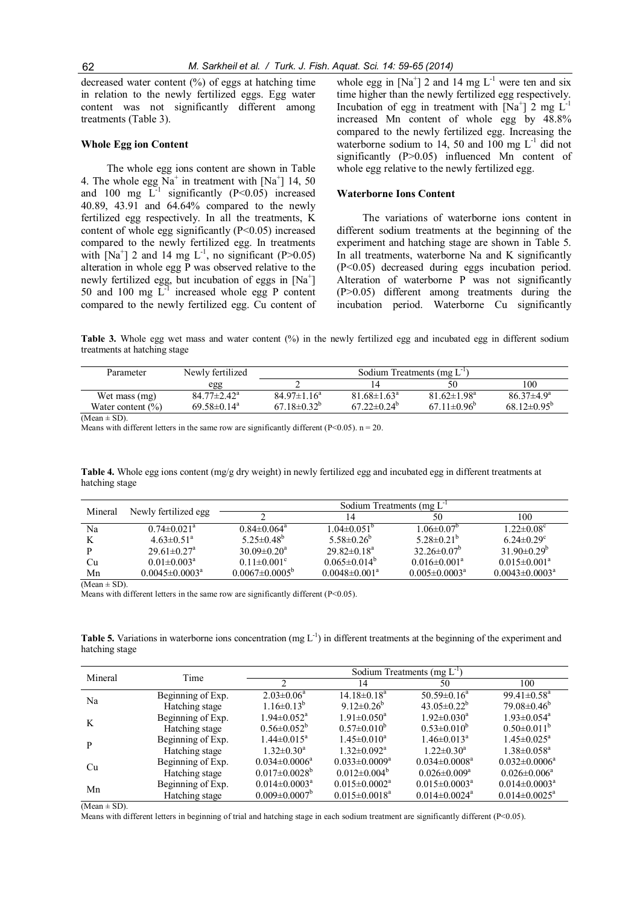decreased water content (%) of eggs at hatching time in relation to the newly fertilized eggs. Egg water content was not significantly different among treatments (Table 3).

### Whole Egg ion Content

The whole egg ions content are shown in Table 4. The whole egg $Na^+$ in treatment with [$Na^+$] 14, 50 and 100 mg $L^{-1}$ significantly ($P<0.05$) increased 40.89, 43.91 and 64.64% compared to the newly fertilized egg respectively. In all the treatments, K content of whole egg significantly ($P<0.05$) increased compared to the newly fertilized egg. In treatments with [$Na^+$] 2 and 14 mg $L^{-1}$, no significant ($P>0.05$) alteration in whole egg P was observed relative to the newly fertilized egg, but incubation of eggs in [$Na^+$] 50 and 100 mg $L^{-1}$ increased whole egg P content compared to the newly fertilized egg. Cu content of whole egg in [$Na^+$] 2 and 14 mg $L^{-1}$ were ten and six time higher than the newly fertilized egg respectively. Incubation of egg in treatment with [$Na^+$] 2 mg $L^{-1}$ increased Mn content of whole egg by 48.8% compared to the newly fertilized egg. Increasing the waterborne sodium to 14, 50 and 100 mg $L^{-1}$ did not significantly ($P>0.05$) influenced Mn content of whole egg relative to the newly fertilized egg.

### Waterborne Ions Content

The variations of waterborne ions content in different sodium treatments at the beginning of the experiment and hatching stage are shown in Table 5. In all treatments, waterborne Na and K significantly ($P<0.05$) decreased during eggs incubation period. Alteration of waterborne P was not significantly ($P>0.05$) different among treatments during the incubation period. Waterborne Cu significantly

**Table 3.** Whole egg wet mass and water content (%) in the newly fertilized egg and incubated egg in different sodium treatments at hatching stage

| Parameter | Newly fertilized egg | Sodium Treatments (mg $L^{-1}$) | | | |
|---|---|---|---|---|---|
| | | 2 | 14 | 50 | 100 |
| Wet mass (mg) | 84.77±2.42[a] | 84.97±1.16[a] | 81.68±1.63[a] | 81.62±1.98[a] | 86.37±4.9[a] |
| Water content (%) | 69.58±0.14[a] | 67.18±0.32[b] | 67.22±0.24[b] | 67.11±0.96[b] | 68.12±0.95[b] |

(Mean ± SD).
Means with different letters in the same row are significantly different ($P<0.05$). n = 20.

**Table 4.** Whole egg ions content (mg/g dry weight) in newly fertilized egg and incubated egg in different treatments at hatching stage

| Mineral | Newly fertilized egg | Sodium Treatments (mg $L^{-1}$ | | | |
|---|---|---|---|---|---|
| | | 2 | 14 | 50 | 100 |
| Na | 0.74±0.021[a] | 0.84±0.064[a] | 1.04±0.051[b] | 1.06±0.07[b] | 1.22±0.08[c] |
| K | 4.63±0.51[a] | 5.25±0.48[b] | 5.58±0.26[b] | 5.28±0.21[b] | 6.24±0.29[c] |
| P | 29.61±0.27[a] | 30.09±0.20[a] | 29.82±0.18[a] | 32.26±0.07[b] | 31.90±0.29[b] |
| Cu | 0.01±0.003[a] | 0.11±0.001[c] | 0.065±0.014[b] | 0.016±0.001[a] | 0.015±0.001[a] |
| Mn | 0.0045±0.0003[a] | 0.0067±0.0005[b] | 0.0048±0.001[a] | 0.005±0.0003[a] | 0.0043±0.0003[a] |

(Mean ± SD).
Means with different letters in the same row are significantly different ($P<0.05$).

**Table 5.** Variations in waterborne ions concentration (mg $L^{-1}$) in different treatments at the beginning of the experiment and hatching stage

| Mineral | Time | Sodium Treatments (mg $L^{-1}$) | | | |
|---|---|---|---|---|---|
| | | 2 | 14 | 50 | 100 |
| Na | Beginning of Exp. | 2.03±0.06[a] | 14.18±0.18[a] | 50.59±0.16[a] | 99.41±0.58[a] |
| | Hatching stage | 1.16±0.13[b] | 9.12±0.26[b] | 43.05±0.22[b] | 79.08±0.46[b] |
| K | Beginning of Exp. | 1.94±0.052[a] | 1.91±0.050[a] | 1.92±0.030[a] | 1.93±0.054[a] |
| | Hatching stage | 0.56±0.052[b] | 0.57±0.010[b] | 0.53±0.010[b] | 0.50±0.011[b] |
| P | Beginning of Exp. | 1.44±0.015[a] | 1.45±0.010[a] | 1.46±0.013[a] | 1.45±0.025[a] |
| | Hatching stage | 1.32±0.30[a] | 1.32±0.092[a] | 1.22±0.30[a] | 1.38±0.058[a] |
| Cu | Beginning of Exp. | 0.034±0.0006[a] | 0.033±0.0009[a] | 0.034±0.0008[a] | 0.032±0.0006[a] |
| | Hatching stage | 0.017±0.0028[b] | 0.012±0.004[b] | 0.026±0.009[a] | 0.026±0.006[a] |
| Mn | Beginning of Exp. | 0.014±0.0003[a] | 0.015±0.0002[a] | 0.015±0.0003[a] | 0.014±0.0003[a] |
| | Hatching stage | 0.009±0.0007[b] | 0.015±0.0018[a] | 0.014±0.0024[a] | 0.014±0.0025[a] |

(Mean ± SD).
Means with different letters in beginning of trial and hatching stage in each sodium treatment are significantly different ($P<0.05$).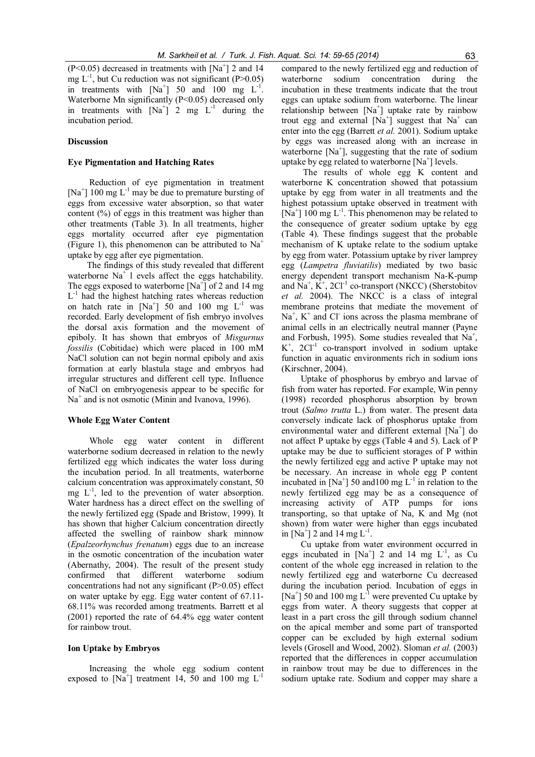($P<0.05$) decreased in treatments with $[Na^+]$ 2 and 14 mg $L^{-1}$, but Cu reduction was not significant ($P>0.05$) in treatments with $[Na^+]$ 50 and 100 mg $L^{-1}$. Waterborne Mn significantly ($P<0.05$) decreased only in treatments with $[Na^+]$ 2 mg $L^{-1}$ during the incubation period.

## Discussion

### Eye Pigmentation and Hatching Rates

Reduction of eye pigmentation in treatment $[Na^+]$ 100 mg $L^{-1}$ may be due to premature bursting of eggs from excessive water absorption, so that water content (%) of eggs in this treatment was higher than other treatments (Table 3). In all treatments, higher eggs mortality occurred after eye pigmentation (Figure 1), this phenomenon can be attributed to $Na^+$ uptake by egg after eye pigmentation.

The findings of this study revealed that different waterborne $Na^+$ l evels affect the eggs hatchability. The eggs exposed to waterborne $[Na^+]$ of 2 and 14 mg $L^{-1}$ had the highest hatching rates whereas reduction on hatch rate in $[Na^+]$ 50 and 100 mg $L^{-1}$ was recorded. Early development of fish embryo involves the dorsal axis formation and the movement of epiboly. It has shown that embryos of *Misgurnus fossilis* (Cobitidae) which were placed in 100 mM NaCl solution can not begin normal epiboly and axis formation at early blastula stage and embryos had irregular structures and different cell type. Influence of NaCl on embryogenesis appear to be specific for $Na^+$ and is not osmotic (Minin and Ivanova, 1996).

### Whole Egg Water Content

Whole egg water content in different waterborne sodium decreased in relation to the newly fertilized egg which indicates the water loss during the incubation period. In all treatments, waterborne calcium concentration was approximately constant, 50 mg $L^{-1}$, led to the prevention of water absorption. Water hardness has a direct effect on the swelling of the newly fertilized egg (Spade and Bristow, 1999). It has shown that higher Calcium concentration directly affected the swelling of rainbow shark minnow (*Epalzeorhynchus frenatum*) eggs due to an increase in the osmotic concentration of the incubation water (Abernathy, 2004). The result of the present study confirmed that different waterborne sodium concentrations had not any significant ($P>0.05$) effect on water uptake by egg. Egg water content of 67.11-68.11% was recorded among treatments. Barrett et al (2001) reported the rate of 64.4% egg water content for rainbow trout.

### Ion Uptake by Embryos

Increasing the whole egg sodium content exposed to $[Na^+]$ treatment 14, 50 and 100 mg $L^{-1}$ compared to the newly fertilized egg and reduction of waterborne sodium concentration during the incubation in these treatments indicate that the trout eggs can uptake sodium from waterborne. The linear relationship between $[Na^+]$ uptake rate by rainbow trout egg and external $[Na^+]$ suggest that $Na^+$ can enter into the egg (Barrett *et al.* 2001). Sodium uptake by eggs was increased along with an increase in waterborne $[Na^+]$, suggesting that the rate of sodium uptake by egg related to waterborne $[Na^+]$ levels.

The results of whole egg K content and waterborne K concentration showed that potassium uptake by egg from water in all treatments and the highest potassium uptake observed in treatment with $[Na^+]$ 100 mg $L^{-1}$. This phenomenon may be related to the consequence of greater sodium uptake by egg (Table 4). These findings suggest that the probable mechanism of K uptake relate to the sodium uptake by egg from water. Potassium uptake by river lamprey egg (*Lampetra fluviatilis*) mediated by two basic energy dependent transport mechanism Na-K-pump and $Na^+$, $K^+$, $2Cl^{-1}$ co-transport (NKCC) (Sherstobitov *et al.* 2004). The NKCC is a class of integral membrane proteins that mediate the movement of $Na^+$, $K^+$ and $Cl^-$ ions across the plasma membrane of animal cells in an electrically neutral manner (Payne and Forbush, 1995). Some studies revealed that $Na^+$, $K^+$, $2Cl^{-1}$ co-transport involved in sodium uptake function in aquatic environments rich in sodium ions (Kirschner, 2004).

Uptake of phosphorus by embryo and larvae of fish from water has reported. For example, Win penny (1998) recorded phosphorus absorption by brown trout (*Salmo trutta* L.) from water. The present data conversely indicate lack of phosphorus uptake from environmental water and different external $[Na^+]$ do not affect P uptake by eggs (Table 4 and 5). Lack of P uptake may be due to sufficient storages of P within the newly fertilized egg and active P uptake may not be necessary. An increase in whole egg P content incubated in $[Na^+]$ 50 and100 mg $L^{-1}$ in relation to the newly fertilized egg may be as a consequence of increasing activity of ATP pumps for ions transporting, so that uptake of Na, K and Mg (not shown) from water were higher than eggs incubated in $[Na^+]$ 2 and 14 mg $L^{-1}$.

Cu uptake from water environment occurred in eggs incubated in $[Na^+]$ 2 and 14 mg $L^{-1}$, as Cu content of the whole egg increased in relation to the newly fertilized egg and waterborne Cu decreased during the incubation period. Incubation of eggs in $[Na^+]$ 50 and 100 mg $L^{-1}$ were prevented Cu uptake by eggs from water. A theory suggests that copper at least in a part cross the gill through sodium channel on the apical member and some part of transported copper can be excluded by high external sodium levels (Grosell and Wood, 2002). Sloman *et al.* (2003) reported that the differences in copper accumulation in rainbow trout may be due to differences in the sodium uptake rate. Sodium and copper may share a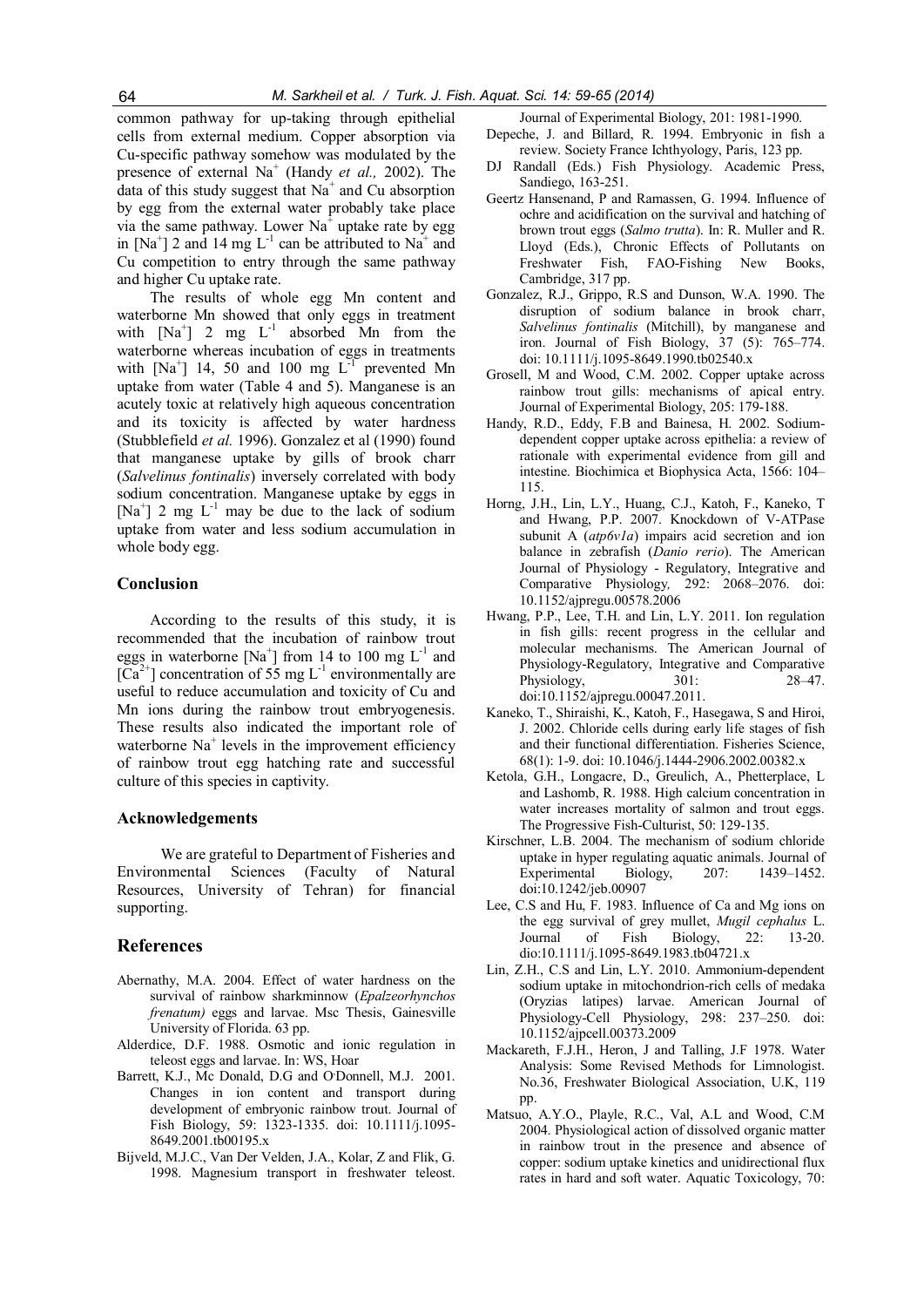common pathway for up-taking through epithelial cells from external medium. Copper absorption via Cu-specific pathway somehow was modulated by the presence of external $Na^+$ (Handy *et al.,* 2002). The data of this study suggest that $Na^+$ and Cu absorption by egg from the external water probably take place via the same pathway. Lower $Na^+$ uptake rate by egg in $[Na^+]$ 2 and 14 mg $L^{-1}$ can be attributed to $Na^+$ and Cu competition to entry through the same pathway and higher Cu uptake rate.

The results of whole egg Mn content and waterborne Mn showed that only eggs in treatment with $[Na^+]$ 2 mg $L^{-1}$ absorbed Mn from the waterborne whereas incubation of eggs in treatments with $[Na^+]$ 14, 50 and 100 mg $L^{-1}$ prevented Mn uptake from water (Table 4 and 5). Manganese is an acutely toxic at relatively high aqueous concentration and its toxicity is affected by water hardness (Stubblefield *et al.* 1996). Gonzalez et al (1990) found that manganese uptake by gills of brook charr (*Salvelinus fontinalis*) inversely correlated with body sodium concentration. Manganese uptake by eggs in $[Na^+]$ 2 mg $L^{-1}$ may be due to the lack of sodium uptake from water and less sodium accumulation in whole body egg.

## Conclusion

According to the results of this study, it is recommended that the incubation of rainbow trout eggs in waterborne $[Na^+]$ from 14 to 100 mg $L^{-1}$ and $[Ca^{2+}]$ concentration of 55 mg $L^{-1}$ environmentally are useful to reduce accumulation and toxicity of Cu and Mn ions during the rainbow trout embryogenesis. These results also indicated the important role of waterborne $Na^+$ levels in the improvement efficiency of rainbow trout egg hatching rate and successful culture of this species in captivity.

## Acknowledgements

We are grateful to Department of Fisheries and Environmental Sciences (Faculty of Natural Resources, University of Tehran) for financial supporting.

## References

Abernathy, M.A. 2004. Effect of water hardness on the survival of rainbow sharkminnow (*Epalzeorhynchos frenatum)* eggs and larvae. Msc Thesis, Gainesville University of Florida. 63 pp.

Alderdice, D.F. 1988. Osmotic and ionic regulation in teleost eggs and larvae. In: WS, Hoar

Barrett, K.J., Mc Donald, D.G and O'Donnell, M.J. 2001. Changes in ion content and transport during development of embryonic rainbow trout. Journal of Fish Biology, 59: 1323-1335. doi: 10.1111/j.1095-8649.2001.tb00195.x

Bijveld, M.J.C., Van Der Velden, J.A., Kolar, Z and Flik, G. 1998. Magnesium transport in freshwater teleost. Journal of Experimental Biology, 201: 1981-1990.

Depeche, J. and Billard, R. 1994. Embryonic in fish a review. Society France Ichthyology, Paris, 123 pp.

DJ Randall (Eds.) Fish Physiology. Academic Press, Sandiego, 163-251.

Geertz Hansenand, P and Ramassen, G. 1994. Influence of ochre and acidification on the survival and hatching of brown trout eggs (*Salmo trutta*). In: R. Muller and R. Lloyd (Eds.), Chronic Effects of Pollutants on Freshwater Fish, FAO-Fishing New Books, Cambridge, 317 pp.

Gonzalez, R.J., Grippo, R.S and Dunson, W.A. 1990. The disruption of sodium balance in brook charr, *Salvelinus fontinalis* (Mitchill), by manganese and iron. Journal of Fish Biology, 37 (5): 765–774. doi: 10.1111/j.1095-8649.1990.tb02540.x

Grosell, M and Wood, C.M. 2002. Copper uptake across rainbow trout gills: mechanisms of apical entry. Journal of Experimental Biology, 205: 179-188.

Handy, R.D., Eddy, F.B and Bainesa, H. 2002. Sodium-dependent copper uptake across epithelia: a review of rationale with experimental evidence from gill and intestine. Biochimica et Biophysica Acta, 1566: 104–115.

Horng, J.H., Lin, L.Y., Huang, C.J., Katoh, F., Kaneko, T and Hwang, P.P. 2007. Knockdown of V-ATPase subunit A (*atp6v1a*) impairs acid secretion and ion balance in zebrafish (*Danio rerio*). The American Journal of Physiology - Regulatory, Integrative and Comparative Physiology*,* 292: 2068–2076. doi: 10.1152/ajpregu.00578.2006

Hwang, P.P., Lee, T.H. and Lin, L.Y. 2011. Ion regulation in fish gills: recent progress in the cellular and molecular mechanisms. The American Journal of Physiology-Regulatory, Integrative and Comparative Physiology, 301: 28–47. doi:10.1152/ajpregu.00047.2011.

Kaneko, T., Shiraishi, K., Katoh, F., Hasegawa, S and Hiroi, J. 2002. Chloride cells during early life stages of fish and their functional differentiation. Fisheries Science, 68(1): 1-9. doi: 10.1046/j.1444-2906.2002.00382.x

Ketola, G.H., Longacre, D., Greulich, A., Phetterplace, L and Lashomb, R. 1988. High calcium concentration in water increases mortality of salmon and trout eggs. The Progressive Fish-Culturist, 50: 129-135.

Kirschner, L.B. 2004. The mechanism of sodium chloride uptake in hyper regulating aquatic animals. Journal of Experimental Biology, 207: 1439–1452. doi:10.1242/jeb.00907

Lee, C.S and Hu, F. 1983. Influence of Ca and Mg ions on the egg survival of grey mullet, *Mugil cephalus* L. Journal of Fish Biology, 22: 13-20. dio:10.1111/j.1095-8649.1983.tb04721.x

Lin, Z.H., C.S and Lin, L.Y. 2010. Ammonium-dependent sodium uptake in mitochondrion-rich cells of medaka (Oryzias latipes) larvae. American Journal of Physiology-Cell Physiology, 298: 237–250. doi: 10.1152/ajpcell.00373.2009

Mackareth, F.J.H., Heron, J and Talling, J.F 1978. Water Analysis: Some Revised Methods for Limnologist. No.36, Freshwater Biological Association, U.K, 119 pp.

Matsuo, A.Y.O., Playle, R.C., Val, A.L and Wood, C.M 2004. Physiological action of dissolved organic matter in rainbow trout in the presence and absence of copper: sodium uptake kinetics and unidirectional flux rates in hard and soft water. Aquatic Toxicology, 70: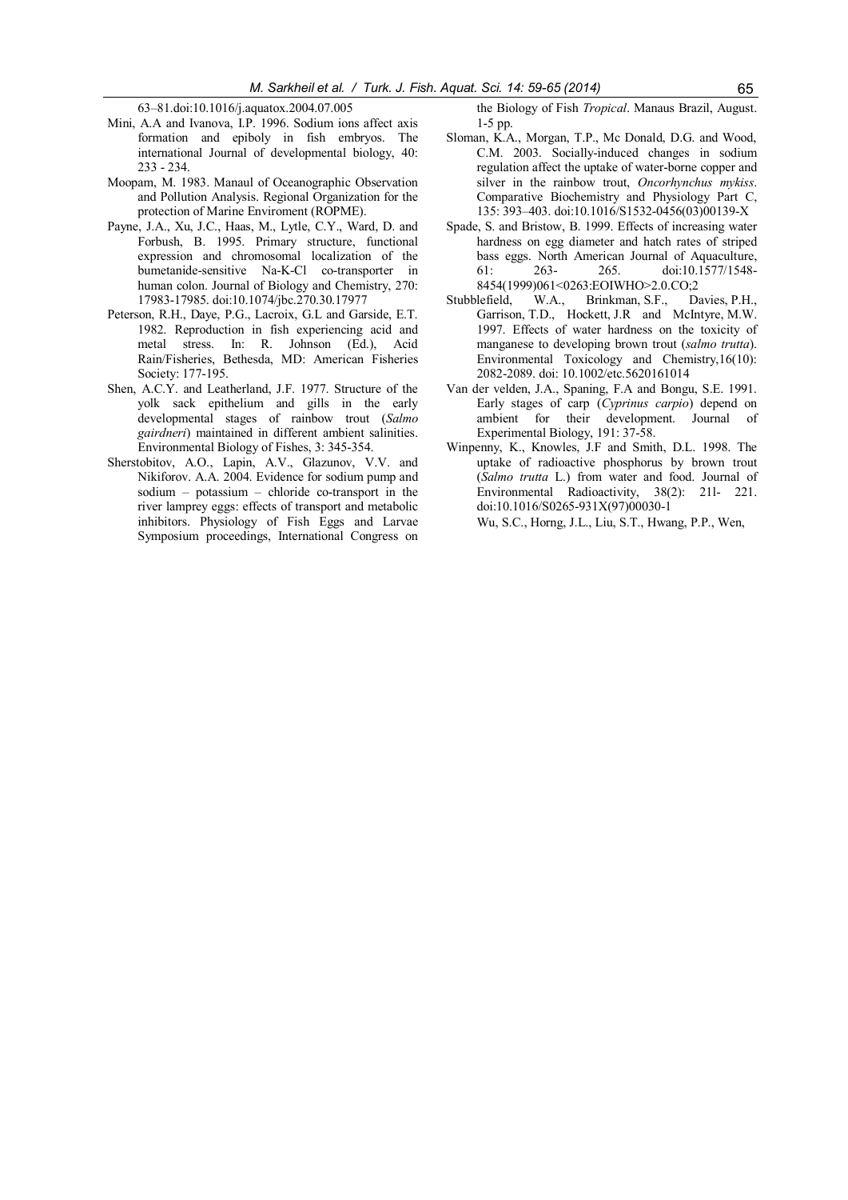63–81.doi:10.1016/j.aquatox.2004.07.005

Mini, A.A and Ivanova, I.P. 1996. Sodium ions affect axis formation and epiboly in fish embryos. The international Journal of developmental biology, 40: 233 - 234.

Moopam, M. 1983. Manaul of Oceanographic Observation and Pollution Analysis. Regional Organization for the protection of Marine Enviroment (ROPME).

Payne, J.A., Xu, J.C., Haas, M., Lytle, C.Y., Ward, D. and Forbush, B. 1995. Primary structure, functional expression and chromosomal localization of the bumetanide-sensitive Na-K-Cl co-transporter in human colon. Journal of Biology and Chemistry, 270: 17983-17985. doi:10.1074/jbc.270.30.17977

Peterson, R.H., Daye, P.G., Lacroix, G.L and Garside, E.T. 1982. Reproduction in fish experiencing acid and metal stress. In: R. Johnson (Ed.), Acid Rain/Fisheries, Bethesda, MD: American Fisheries Society: 177-195.

Shen, A.C.Y. and Leatherland, J.F. 1977. Structure of the yolk sack epithelium and gills in the early developmental stages of rainbow trout (*Salmo gairdneri*) maintained in different ambient salinities. Environmental Biology of Fishes, 3: 345-354.

Sherstobitov, A.O., Lapin, A.V., Glazunov, V.V. and Nikiforov. A.A. 2004. Evidence for sodium pump and sodium – potassium – chloride co-transport in the river lamprey eggs: effects of transport and metabolic inhibitors. Physiology of Fish Eggs and Larvae Symposium proceedings, International Congress on the Biology of Fish *Tropical*. Manaus Brazil, August. 1-5 pp.

Sloman, K.A., Morgan, T.P., Mc Donald, D.G. and Wood, C.M. 2003. Socially-induced changes in sodium regulation affect the uptake of water-borne copper and silver in the rainbow trout, *Oncorhynchus mykiss*. Comparative Biochemistry and Physiology Part C, 135: 393–403. doi:10.1016/S1532-0456(03)00139-X

Spade, S. and Bristow, B. 1999. Effects of increasing water hardness on egg diameter and hatch rates of striped bass eggs. North American Journal of Aquaculture, 61: 263- 265. doi:10.1577/1548-8454(1999)061<0263:EOIWHO>2.0.CO;2

Stubblefield, W.A., Brinkman, S.F., Davies, P.H., Garrison, T.D., Hockett, J.R and McIntyre, M.W. 1997. Effects of water hardness on the toxicity of manganese to developing brown trout (*salmo trutta*). Environmental Toxicology and Chemistry,16(10): 2082-2089. doi: 10.1002/etc.5620161014

Van der velden, J.A., Spaning, F.A and Bongu, S.E. 1991. Early stages of carp (*Cyprinus carpio*) depend on ambient for their development. Journal of Experimental Biology, 191: 37-58.

Winpenny, K., Knowles, J.F and Smith, D.L. 1998. The uptake of radioactive phosphorus by brown trout (*Salmo trutta* L.) from water and food. Journal of Environmental Radioactivity, 38(2): 21l- 221. doi:10.1016/S0265-931X(97)00030-1

Wu, S.C., Horng, J.L., Liu, S.T., Hwang, P.P., Wen,